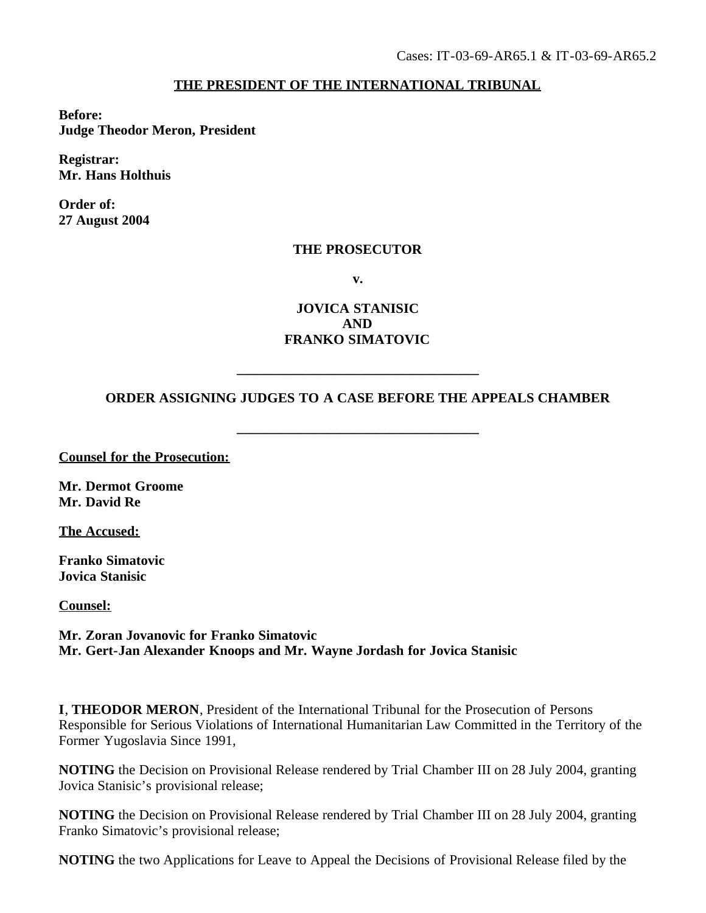Cases: IT-03-69-AR65.1 & IT-03-69-AR65.2

**THE PRESIDENT OF THE INTERNATIONAL TRIBUNAL**

**Before:**
**Judge Theodor Meron, President**

**Registrar:**
**Mr. Hans Holthuis**

**Order of:**
**27 August 2004**

**THE PROSECUTOR**

**v.**

**JOVICA STANISIC**
**AND**
**FRANKO SIMATOVIC**

---

**ORDER ASSIGNING JUDGES TO A CASE BEFORE THE APPEALS CHAMBER**

---

**Counsel for the Prosecution:**

**Mr. Dermot Groome**
**Mr. David Re**

**The Accused:**

**Franko Simatovic**
**Jovica Stanisic**

**Counsel:**

**Mr. Zoran Jovanovic for Franko Simatovic**
**Mr. Gert-Jan Alexander Knoops and Mr. Wayne Jordash for Jovica Stanisic**

**I**, **THEODOR MERON**, President of the International Tribunal for the Prosecution of Persons Responsible for Serious Violations of International Humanitarian Law Committed in the Territory of the Former Yugoslavia Since 1991,

**NOTING** the Decision on Provisional Release rendered by Trial Chamber III on 28 July 2004, granting Jovica Stanisic's provisional release;

**NOTING** the Decision on Provisional Release rendered by Trial Chamber III on 28 July 2004, granting Franko Simatovic's provisional release;

**NOTING** the two Applications for Leave to Appeal the Decisions of Provisional Release filed by the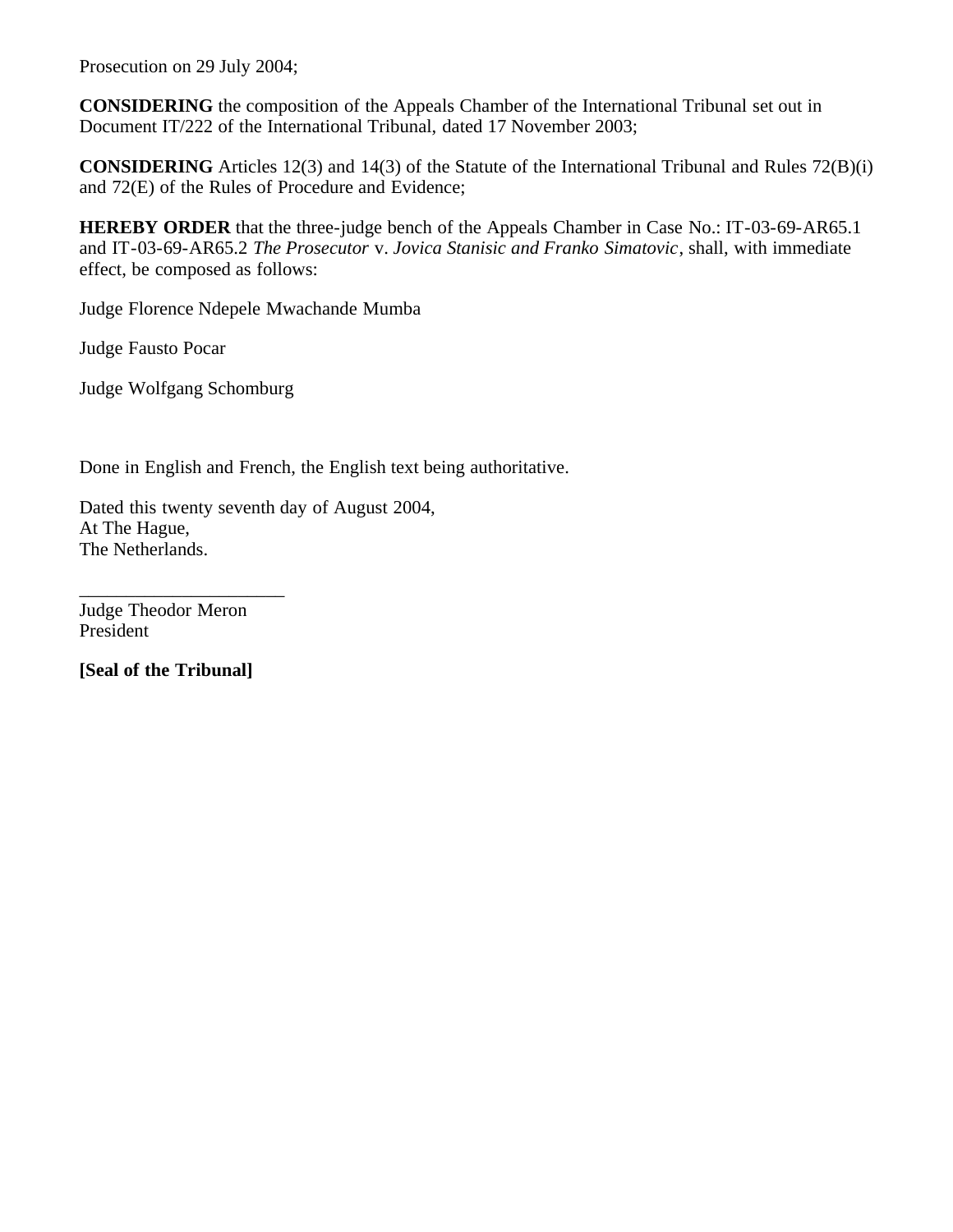Prosecution on 29 July 2004;

**CONSIDERING** the composition of the Appeals Chamber of the International Tribunal set out in Document IT/222 of the International Tribunal, dated 17 November 2003;

**CONSIDERING** Articles 12(3) and 14(3) of the Statute of the International Tribunal and Rules 72(B)(i) and 72(E) of the Rules of Procedure and Evidence;

**HEREBY ORDER** that the three-judge bench of the Appeals Chamber in Case No.: IT-03-69-AR65.1 and IT-03-69-AR65.2 *The Prosecutor* v. *Jovica Stanisic and Franko Simatovic*, shall, with immediate effect, be composed as follows:

Judge Florence Ndepele Mwachande Mumba

Judge Fausto Pocar

Judge Wolfgang Schomburg

Done in English and French, the English text being authoritative.

Dated this twenty seventh day of August 2004,
At The Hague,
The Netherlands.

_____________________
Judge Theodor Meron
President

**[Seal of the Tribunal]**